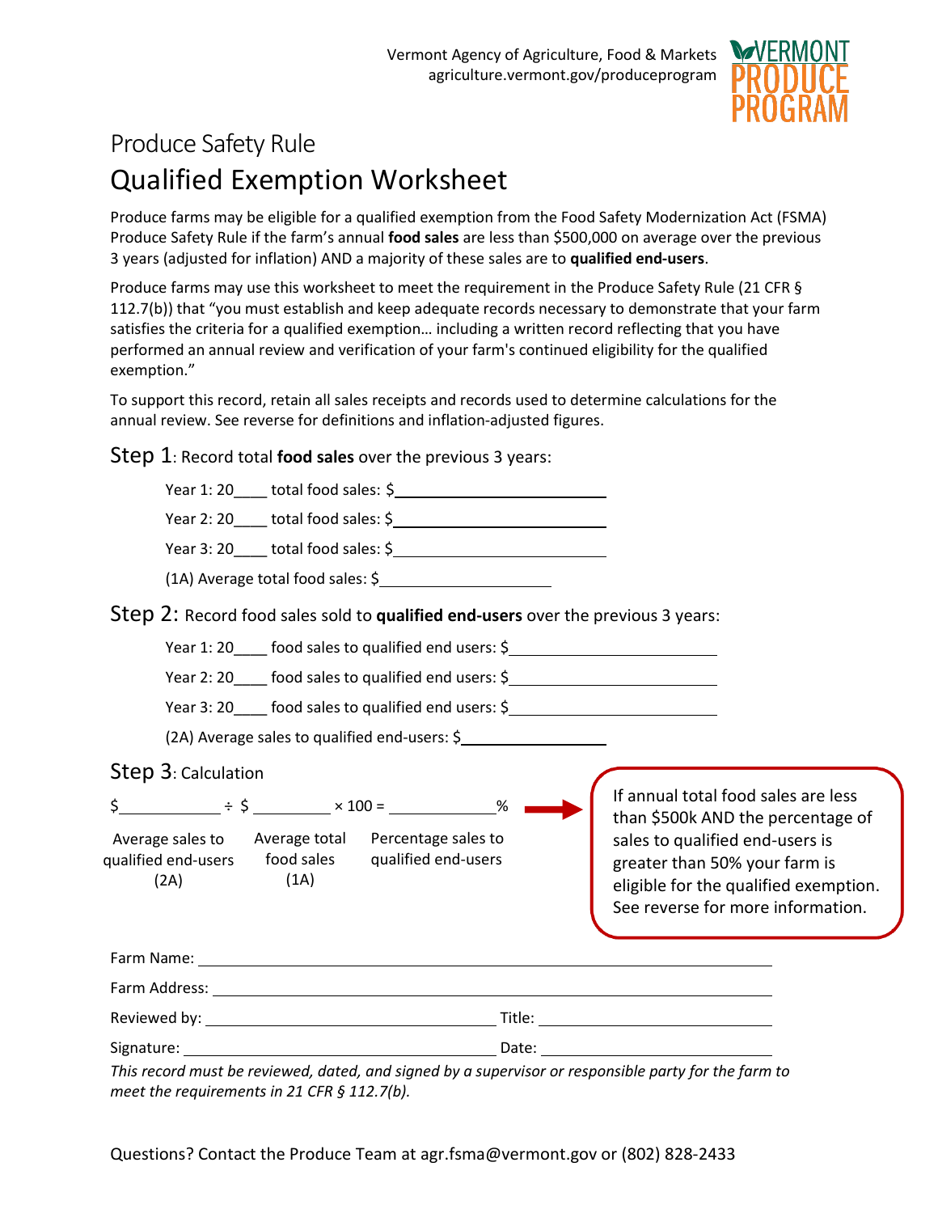Vermont Agency of Agriculture, Food & Markets
agriculture.vermont.gov/produceprogram

VERMONT PRODUCE PROGRAM

# Produce Safety Rule

# Qualified Exemption Worksheet

Produce farms may be eligible for a qualified exemption from the Food Safety Modernization Act (FSMA) Produce Safety Rule if the farm's annual **food sales** are less than $500,000 on average over the previous 3 years (adjusted for inflation) AND a majority of these sales are to **qualified end-users**.

Produce farms may use this worksheet to meet the requirement in the Produce Safety Rule (21 CFR § 112.7(b)) that "you must establish and keep adequate records necessary to demonstrate that your farm satisfies the criteria for a qualified exemption… including a written record reflecting that you have performed an annual review and verification of your farm's continued eligibility for the qualified exemption."

To support this record, retain all sales receipts and records used to determine calculations for the annual review. See reverse for definitions and inflation-adjusted figures.

## Step 1: Record total **food sales** over the previous 3 years:

Year 1: 20____ total food sales: $________________________

Year 2: 20____ total food sales: $________________________

Year 3: 20____ total food sales: $________________________

(1A) Average total food sales: $____________________

## Step 2: Record food sales sold to **qualified end-users** over the previous 3 years:

Year 1: 20____ food sales to qualified end users: $________________________

Year 2: 20____ food sales to qualified end users: $________________________

Year 3: 20____ food sales to qualified end users: $________________________

(2A) Average sales to qualified end-users: $________________

## Step 3: Calculation

$____________ ÷ $__________ × 100 = _____________%

| Average sales to qualified end-users (2A) | Average total food sales (1A) | Percentage sales to qualified end-users |
|---|---|---|

If annual total food sales are less than $500k AND the percentage of sales to qualified end-users is greater than 50% your farm is eligible for the qualified exemption. See reverse for more information.

Farm Name: ____________________________________________

Farm Address: __________________________________________

Reviewed by: ______________________________ Title: ____________________

Signature: ________________________________ Date: ____________________

*This record must be reviewed, dated, and signed by a supervisor or responsible party for the farm to meet the requirements in 21 CFR § 112.7(b).*

Questions? Contact the Produce Team at agr.fsma@vermont.gov or (802) 828-2433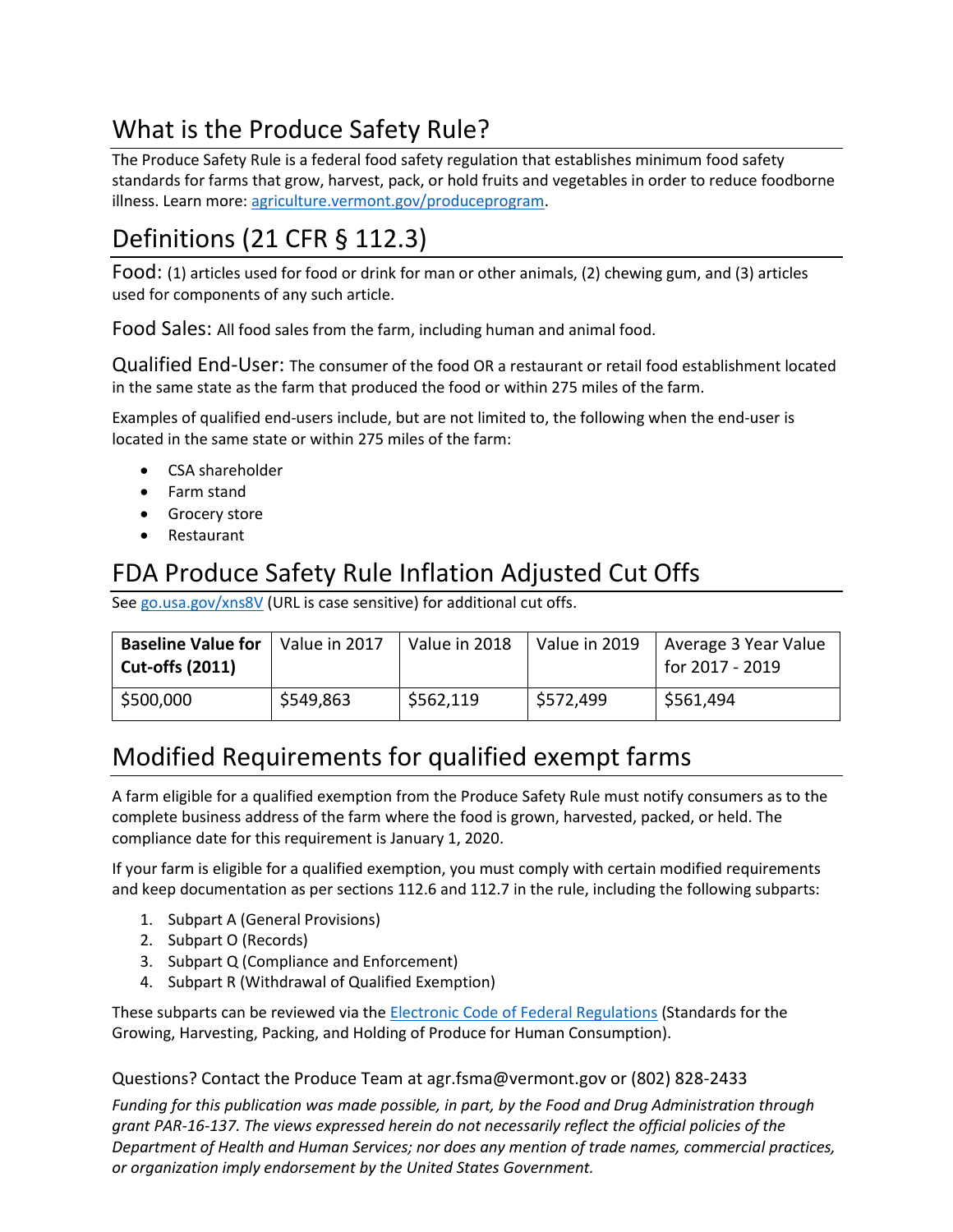# What is the Produce Safety Rule?

The Produce Safety Rule is a federal food safety regulation that establishes minimum food safety standards for farms that grow, harvest, pack, or hold fruits and vegetables in order to reduce foodborne illness. Learn more: [agriculture.vermont.gov/produceprogram](agriculture.vermont.gov/produceprogram).

# Definitions (21 CFR § 112.3)

Food: (1) articles used for food or drink for man or other animals, (2) chewing gum, and (3) articles used for components of any such article.

Food Sales: All food sales from the farm, including human and animal food.

Qualified End-User: The consumer of the food OR a restaurant or retail food establishment located in the same state as the farm that produced the food or within 275 miles of the farm.

Examples of qualified end-users include, but are not limited to, the following when the end-user is located in the same state or within 275 miles of the farm:

- CSA shareholder
- Farm stand
- Grocery store
- Restaurant

# FDA Produce Safety Rule Inflation Adjusted Cut Offs

See [go.usa.gov/xns8V](go.usa.gov/xns8V) (URL is case sensitive) for additional cut offs.

| **Baseline Value for Cut-offs (2011)** | Value in 2017 | Value in 2018 | Value in 2019 | Average 3 Year Value for 2017 - 2019 |
|---|---|---|---|---|
| $500,000 | $549,863 | $562,119 | $572,499 | $561,494 |

# Modified Requirements for qualified exempt farms

A farm eligible for a qualified exemption from the Produce Safety Rule must notify consumers as to the complete business address of the farm where the food is grown, harvested, packed, or held. The compliance date for this requirement is January 1, 2020.

If your farm is eligible for a qualified exemption, you must comply with certain modified requirements and keep documentation as per sections 112.6 and 112.7 in the rule, including the following subparts:

1. Subpart A (General Provisions)
2. Subpart O (Records)
3. Subpart Q (Compliance and Enforcement)
4. Subpart R (Withdrawal of Qualified Exemption)

These subparts can be reviewed via the Electronic Code of Federal Regulations (Standards for the Growing, Harvesting, Packing, and Holding of Produce for Human Consumption).

### Questions? Contact the Produce Team at agr.fsma@vermont.gov or (802) 828-2433

*Funding for this publication was made possible, in part, by the Food and Drug Administration through grant PAR-16-137. The views expressed herein do not necessarily reflect the official policies of the Department of Health and Human Services; nor does any mention of trade names, commercial practices, or organization imply endorsement by the United States Government.*